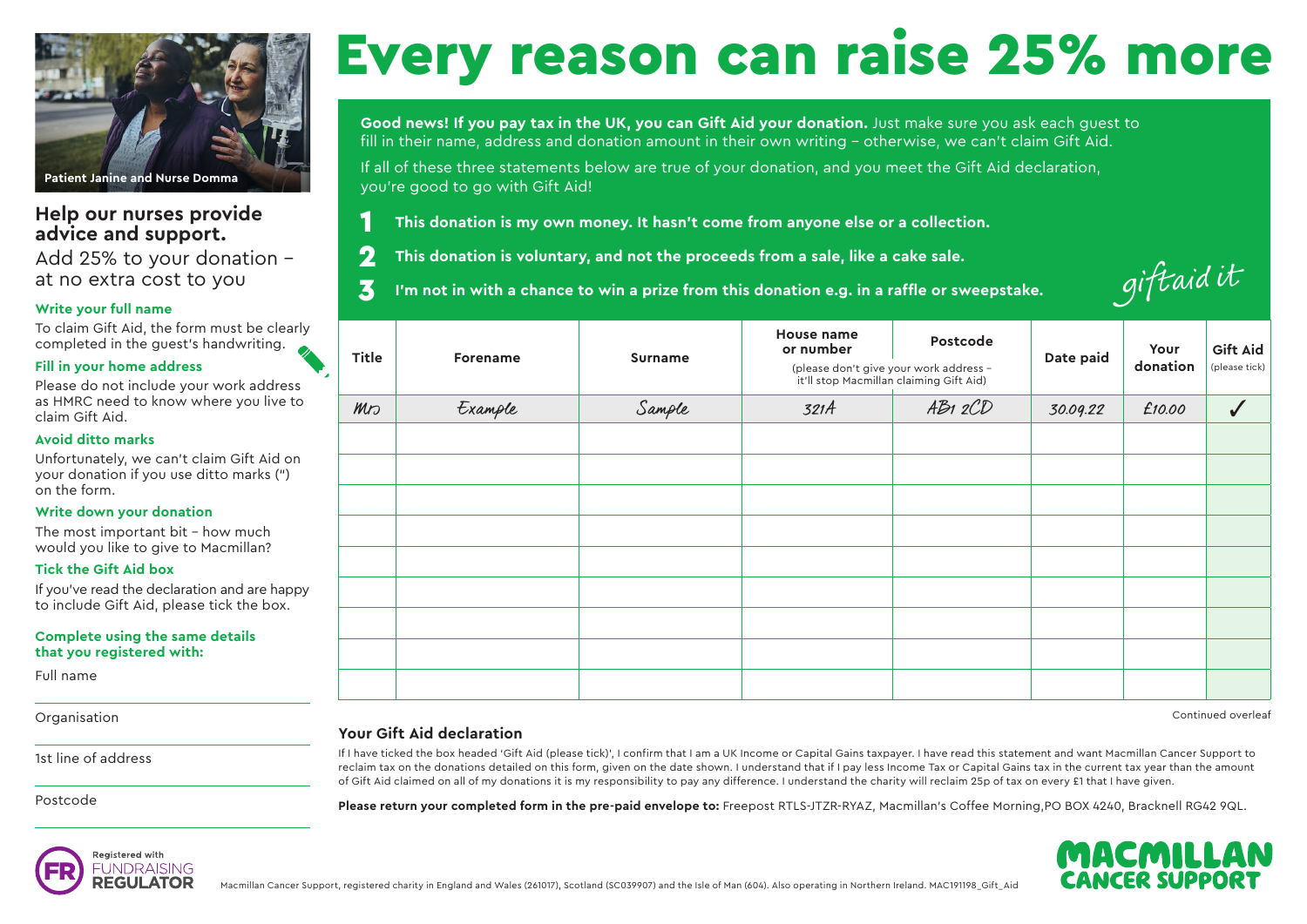Patient Janine and Nurse Domma

## Help our nurses provide advice and support.

Add 25% to your donation – at no extra cost to you

**Write your full name**

To claim Gift Aid, the form must be clearly completed in the guest's handwriting.

**Fill in your home address**

Please do not include your work address as HMRC need to know where you live to claim Gift Aid.

**Avoid ditto marks**

Unfortunately, we can't claim Gift Aid on your donation if you use ditto marks (") on the form.

**Write down your donation**

The most important bit – how much would you like to give to Macmillan?

**Tick the Gift Aid box**

If you've read the declaration and are happy to include Gift Aid, please tick the box.

**Complete using the same details that you registered with:**

Full name

Organisation

1st line of address

Postcode

# Every reason can raise 25% more

**Good news! If you pay tax in the UK, you can Gift Aid your donation.** Just make sure you ask each guest to fill in their name, address and donation amount in their own writing – otherwise, we can't claim Gift Aid.

If all of these three statements below are true of your donation, and you meet the Gift Aid declaration, you're good to go with Gift Aid!

1. **This donation is my own money. It hasn't come from anyone else or a collection.**
2. **This donation is voluntary, and not the proceeds from a sale, like a cake sale.**
3. **I'm not in with a chance to win a prize from this donation e.g. in a raffle or sweepstake.**

giftaid it

| Title | Forename | Surname | House name or number (please don't give your work address – it'll stop Macmillan claiming Gift Aid) | Postcode | Date paid | Your donation | Gift Aid (please tick) |
|---|---|---|---|---|---|---|---|
| Mrs | Example | Sample | 321A | AB1 2CD | 30.09.22 | £10.00 | ✓ |
| | | | | | | | |
| | | | | | | | |
| | | | | | | | |
| | | | | | | | |
| | | | | | | | |
| | | | | | | | |
| | | | | | | | |
| | | | | | | | |
| | | | | | | | |

Continued overleaf

### Your Gift Aid declaration

If I have ticked the box headed 'Gift Aid (please tick)', I confirm that I am a UK Income or Capital Gains taxpayer. I have read this statement and want Macmillan Cancer Support to reclaim tax on the donations detailed on this form, given on the date shown. I understand that if I pay less Income Tax or Capital Gains tax in the current tax year than the amount of Gift Aid claimed on all of my donations it is my responsibility to pay any difference. I understand the charity will reclaim 25p of tax on every £1 that I have given.

**Please return your completed form in the pre-paid envelope to:** Freepost RTLS-JTZR-RYAZ, Macmillan's Coffee Morning,PO BOX 4240, Bracknell RG42 9QL.

Registered with FUNDRAISING REGULATOR

Macmillan Cancer Support, registered charity in England and Wales (261017), Scotland (SC039907) and the Isle of Man (604). Also operating in Northern Ireland. MAC191198_Gift_Aid

MACMILLAN CANCER SUPPORT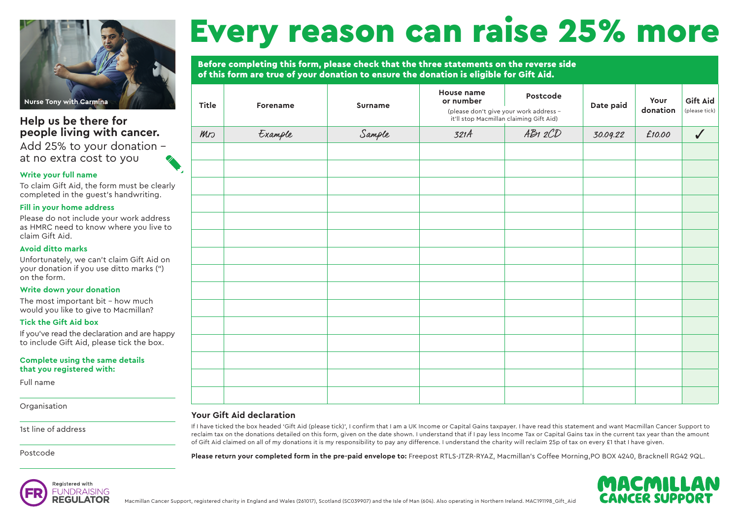Nurse Tony with Carmina

## Help us be there for people living with cancer.

Add 25% to your donation – at no extra cost to you

**Write your full name**

To claim Gift Aid, the form must be clearly completed in the guest's handwriting.

**Fill in your home address**

Please do not include your work address as HMRC need to know where you live to claim Gift Aid.

**Avoid ditto marks**

Unfortunately, we can't claim Gift Aid on your donation if you use ditto marks (") on the form.

**Write down your donation**

The most important bit – how much would you like to give to Macmillan?

**Tick the Gift Aid box**

If you've read the declaration and are happy to include Gift Aid, please tick the box.

**Complete using the same details that you registered with:**

Full name

Organisation

1st line of address

Postcode

# Every reason can raise 25% more

**Before completing this form, please check that the three statements on the reverse side of this form are true of your donation to ensure the donation is eligible for Gift Aid.**

| Title | Forename | Surname | House name or number (please don't give your work address – it'll stop Macmillan claiming Gift Aid) | Postcode | Date paid | Your donation | Gift Aid (please tick) |
|---|---|---|---|---|---|---|---|
| Mrs | Example | Sample | 321A | AB1 2CD | 30.09.22 | £10.00 | ✓ |
| | | | | | | | |
| | | | | | | | |
| | | | | | | | |
| | | | | | | | |
| | | | | | | | |
| | | | | | | | |
| | | | | | | | |
| | | | | | | | |
| | | | | | | | |
| | | | | | | | |
| | | | | | | | |
| | | | | | | | |
| | | | | | | | |
| | | | | | | | |
| | | | | | | | |

## Your Gift Aid declaration

If I have ticked the box headed 'Gift Aid (please tick)', I confirm that I am a UK Income or Capital Gains taxpayer. I have read this statement and want Macmillan Cancer Support to reclaim tax on the donations detailed on this form, given on the date shown. I understand that if I pay less Income Tax or Capital Gains tax in the current tax year than the amount of Gift Aid claimed on all of my donations it is my responsibility to pay any difference. I understand the charity will reclaim 25p of tax on every £1 that I have given.

**Please return your completed form in the pre-paid envelope to:** Freepost RTLS-JTZR-RYAZ, Macmillan's Coffee Morning,PO BOX 4240, Bracknell RG42 9QL.

Registered with FUNDRAISING REGULATOR

Macmillan Cancer Support, registered charity in England and Wales (261017), Scotland (SC039907) and the Isle of Man (604). Also operating in Northern Ireland. MAC19198_Gift_Aid

MACMILLAN CANCER SUPPORT